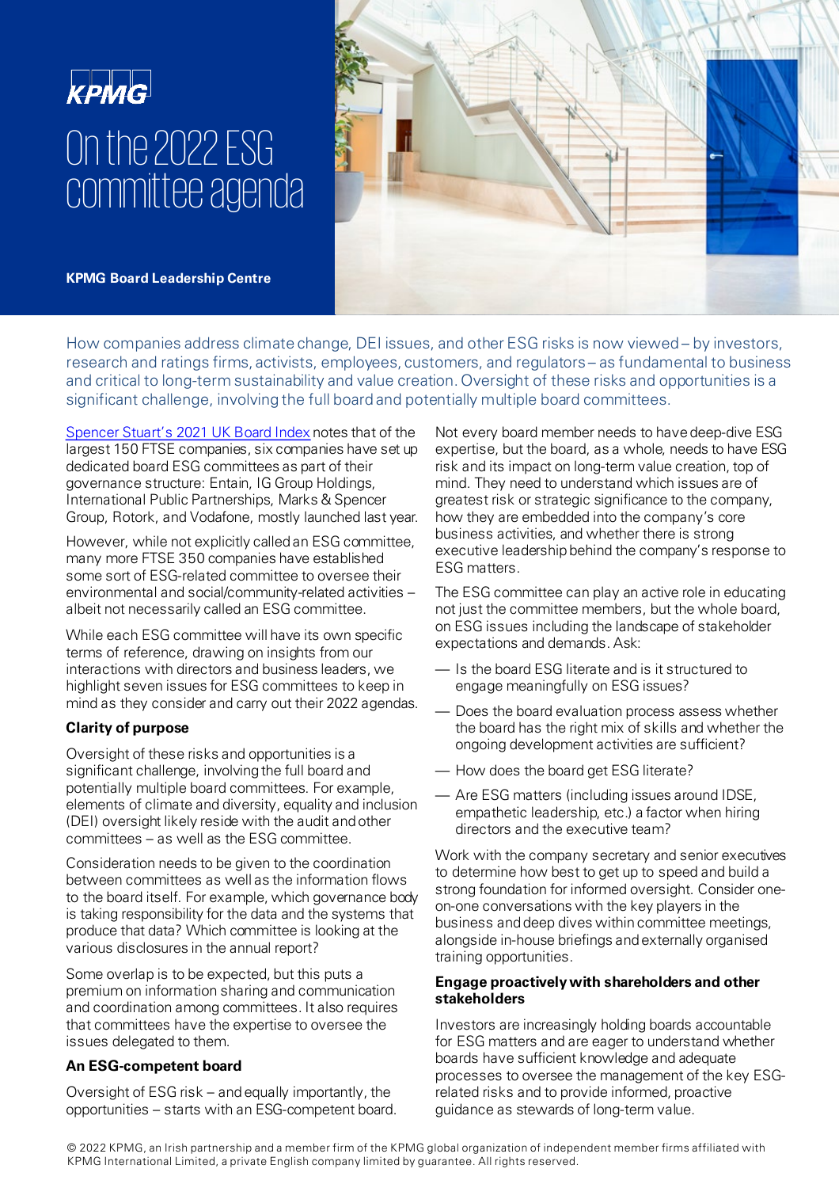KPMG

# On the 2022 ESG committee agenda

**KPMG Board Leadership Centre**

How companies address climate change, DEI issues, and other ESG risks is now viewed – by investors, research and ratings firms, activists, employees, customers, and regulators – as fundamental to business and critical to long-term sustainability and value creation. Oversight of these risks and opportunities is a significant challenge, involving the full board and potentially multiple board committees.

[Spencer Stuart's 2021 UK Board Index]() notes that of the largest 150 FTSE companies, six companies have set up dedicated board ESG committees as part of their governance structure: Entain, IG Group Holdings, International Public Partnerships, Marks & Spencer Group, Rotork, and Vodafone, mostly launched last year.

However, while not explicitly called an ESG committee, many more FTSE 350 companies have established some sort of ESG-related committee to oversee their environmental and social/community-related activities – albeit not necessarily called an ESG committee.

While each ESG committee will have its own specific terms of reference, drawing on insights from our interactions with directors and business leaders, we highlight seven issues for ESG committees to keep in mind as they consider and carry out their 2022 agendas.

### Clarity of purpose

Oversight of these risks and opportunities is a significant challenge, involving the full board and potentially multiple board committees. For example, elements of climate and diversity, equality and inclusion (DEI) oversight likely reside with the audit and other committees – as well as the ESG committee.

Consideration needs to be given to the coordination between committees as well as the information flows to the board itself. For example, which governance body is taking responsibility for the data and the systems that produce that data? Which committee is looking at the various disclosures in the annual report?

Some overlap is to be expected, but this puts a premium on information sharing and communication and coordination among committees. It also requires that committees have the expertise to oversee the issues delegated to them.

### An ESG-competent board

Oversight of ESG risk – and equally importantly, the opportunities – starts with an ESG-competent board.

Not every board member needs to have deep-dive ESG expertise, but the board, as a whole, needs to have ESG risk and its impact on long-term value creation, top of mind. They need to understand which issues are of greatest risk or strategic significance to the company, how they are embedded into the company's core business activities, and whether there is strong executive leadership behind the company's response to ESG matters.

The ESG committee can play an active role in educating not just the committee members, but the whole board, on ESG issues including the landscape of stakeholder expectations and demands. Ask:

- Is the board ESG literate and is it structured to engage meaningfully on ESG issues?
- Does the board evaluation process assess whether the board has the right mix of skills and whether the ongoing development activities are sufficient?
- How does the board get ESG literate?
- Are ESG matters (including issues around IDSE, empathetic leadership, etc.) a factor when hiring directors and the executive team?

Work with the company secretary and senior executives to determine how best to get up to speed and build a strong foundation for informed oversight. Consider one-on-one conversations with the key players in the business and deep dives within committee meetings, alongside in-house briefings and externally organised training opportunities.

### Engage proactively with shareholders and other stakeholders

Investors are increasingly holding boards accountable for ESG matters and are eager to understand whether boards have sufficient knowledge and adequate processes to oversee the management of the key ESG-related risks and to provide informed, proactive guidance as stewards of long-term value.

© 2022 KPMG, an Irish partnership and a member firm of the KPMG global organization of independent member firms affiliated with KPMG International Limited, a private English company limited by guarantee. All rights reserved.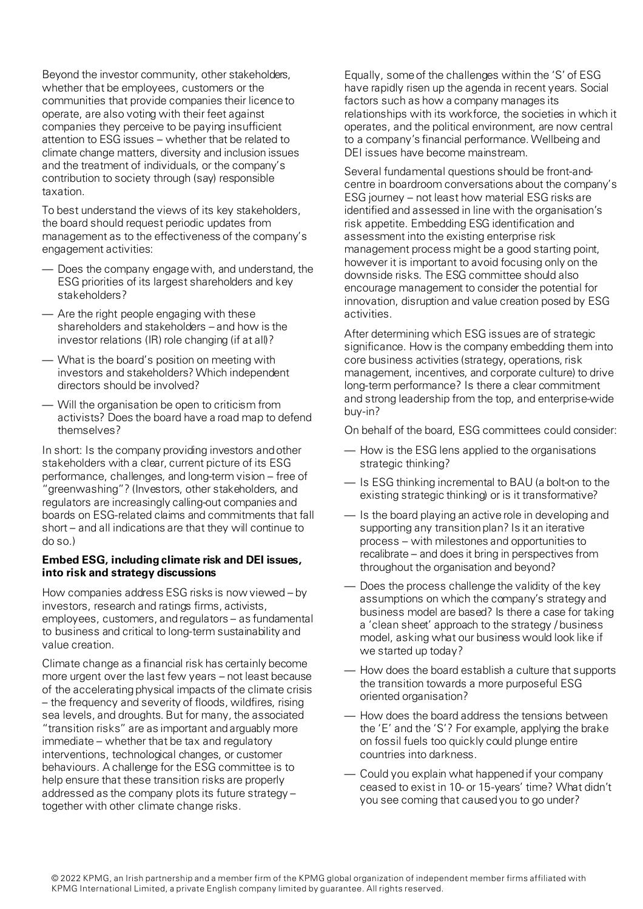Beyond the investor community, other stakeholders, whether that be employees, customers or the communities that provide companies their licence to operate, are also voting with their feet against companies they perceive to be paying insufficient attention to ESG issues – whether that be related to climate change matters, diversity and inclusion issues and the treatment of individuals, or the company's contribution to society through (say) responsible taxation.

To best understand the views of its key stakeholders, the board should request periodic updates from management as to the effectiveness of the company's engagement activities:

- Does the company engage with, and understand, the ESG priorities of its largest shareholders and key stakeholders?
- Are the right people engaging with these shareholders and stakeholders – and how is the investor relations (IR) role changing (if at all)?
- What is the board's position on meeting with investors and stakeholders? Which independent directors should be involved?
- Will the organisation be open to criticism from activists? Does the board have a road map to defend themselves?

In short: Is the company providing investors and other stakeholders with a clear, current picture of its ESG performance, challenges, and long-term vision – free of "greenwashing"? (Investors, other stakeholders, and regulators are increasingly calling-out companies and boards on ESG-related claims and commitments that fall short – and all indications are that they will continue to do so.)

**Embed ESG, including climate risk and DEI issues, into risk and strategy discussions**

How companies address ESG risks is now viewed – by investors, research and ratings firms, activists, employees, customers, and regulators – as fundamental to business and critical to long-term sustainability and value creation.

Climate change as a financial risk has certainly become more urgent over the last few years – not least because of the accelerating physical impacts of the climate crisis – the frequency and severity of floods, wildfires, rising sea levels, and droughts. But for many, the associated "transition risks" are as important and arguably more immediate – whether that be tax and regulatory interventions, technological changes, or customer behaviours. A challenge for the ESG committee is to help ensure that these transition risks are properly addressed as the company plots its future strategy – together with other climate change risks.

Equally, some of the challenges within the 'S' of ESG have rapidly risen up the agenda in recent years. Social factors such as how a company manages its relationships with its workforce, the societies in which it operates, and the political environment, are now central to a company's financial performance. Wellbeing and DEI issues have become mainstream.

Several fundamental questions should be front-and-centre in boardroom conversations about the company's ESG journey – not least how material ESG risks are identified and assessed in line with the organisation's risk appetite. Embedding ESG identification and assessment into the existing enterprise risk management process might be a good starting point, however it is important to avoid focusing only on the downside risks. The ESG committee should also encourage management to consider the potential for innovation, disruption and value creation posed by ESG activities.

After determining which ESG issues are of strategic significance. How is the company embedding them into core business activities (strategy, operations, risk management, incentives, and corporate culture) to drive long-term performance? Is there a clear commitment and strong leadership from the top, and enterprise-wide buy-in?

On behalf of the board, ESG committees could consider:

- How is the ESG lens applied to the organisations strategic thinking?
- Is ESG thinking incremental to BAU (a bolt-on to the existing strategic thinking) or is it transformative?
- Is the board playing an active role in developing and supporting any transition plan? Is it an iterative process – with milestones and opportunities to recalibrate – and does it bring in perspectives from throughout the organisation and beyond?
- Does the process challenge the validity of the key assumptions on which the company's strategy and business model are based? Is there a case for taking a 'clean sheet' approach to the strategy / business model, asking what our business would look like if we started up today?
- How does the board establish a culture that supports the transition towards a more purposeful ESG oriented organisation?
- How does the board address the tensions between the 'E' and the 'S'? For example, applying the brake on fossil fuels too quickly could plunge entire countries into darkness.
- Could you explain what happened if your company ceased to exist in 10- or 15-years' time? What didn't you see coming that caused you to go under?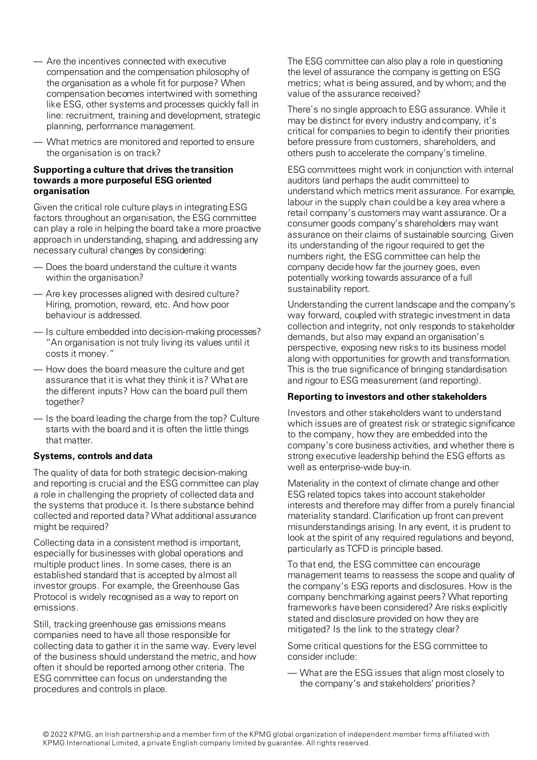- Are the incentives connected with executive compensation and the compensation philosophy of the organisation as a whole fit for purpose? When compensation becomes intertwined with something like ESG, other systems and processes quickly fall in line: recruitment, training and development, strategic planning, performance management.
- What metrics are monitored and reported to ensure the organisation is on track?

**Supporting a culture that drives the transition towards a more purposeful ESG oriented organisation**

Given the critical role culture plays in integrating ESG factors throughout an organisation, the ESG committee can play a role in helping the board take a more proactive approach in understanding, shaping, and addressing any necessary cultural changes by considering:

- Does the board understand the culture it wants within the organisation?
- Are key processes aligned with desired culture? Hiring, promotion, reward, etc. And how poor behaviour is addressed.
- Is culture embedded into decision-making processes? "An organisation is not truly living its values until it costs it money."
- How does the board measure the culture and get assurance that it is what they think it is? What are the different inputs? How can the board pull them together?
- Is the board leading the charge from the top? Culture starts with the board and it is often the little things that matter.

**Systems, controls and data**

The quality of data for both strategic decision-making and reporting is crucial and the ESG committee can play a role in challenging the propriety of collected data and the systems that produce it. Is there substance behind collected and reported data? What additional assurance might be required?

Collecting data in a consistent method is important, especially for businesses with global operations and multiple product lines. In some cases, there is an established standard that is accepted by almost all investor groups. For example, the Greenhouse Gas Protocol is widely recognised as a way to report on emissions.

Still, tracking greenhouse gas emissions means companies need to have all those responsible for collecting data to gather it in the same way. Every level of the business should understand the metric, and how often it should be reported among other criteria. The ESG committee can focus on understanding the procedures and controls in place.

The ESG committee can also play a role in questioning the level of assurance the company is getting on ESG metrics; what is being assured, and by whom; and the value of the assurance received?

There's no single approach to ESG assurance. While it may be distinct for every industry and company, it's critical for companies to begin to identify their priorities before pressure from customers, shareholders, and others push to accelerate the company's timeline.

ESG committees might work in conjunction with internal auditors (and perhaps the audit committee) to understand which metrics merit assurance. For example, labour in the supply chain could be a key area where a retail company's customers may want assurance. Or a consumer goods company's shareholders may want assurance on their claims of sustainable sourcing. Given its understanding of the rigour required to get the numbers right, the ESG committee can help the company decide how far the journey goes, even potentially working towards assurance of a full sustainability report.

Understanding the current landscape and the company's way forward, coupled with strategic investment in data collection and integrity, not only responds to stakeholder demands, but also may expand an organisation's perspective, exposing new risks to its business model along with opportunities for growth and transformation. This is the true significance of bringing standardisation and rigour to ESG measurement (and reporting).

**Reporting to investors and other stakeholders**

Investors and other stakeholders want to understand which issues are of greatest risk or strategic significance to the company, how they are embedded into the company's core business activities, and whether there is strong executive leadership behind the ESG efforts as well as enterprise-wide buy-in.

Materiality in the context of climate change and other ESG related topics takes into account stakeholder interests and therefore may differ from a purely financial materiality standard. Clarification up front can prevent misunderstandings arising. In any event, it is prudent to look at the spirit of any required regulations and beyond, particularly as TCFD is principle based.

To that end, the ESG committee can encourage management teams to reassess the scope and quality of the company's ESG reports and disclosures. How is the company benchmarking against peers? What reporting frameworks have been considered? Are risks explicitly stated and disclosure provided on how they are mitigated? Is the link to the strategy clear?

Some critical questions for the ESG committee to consider include:

- What are the ESG issues that align most closely to the company's and stakeholders' priorities?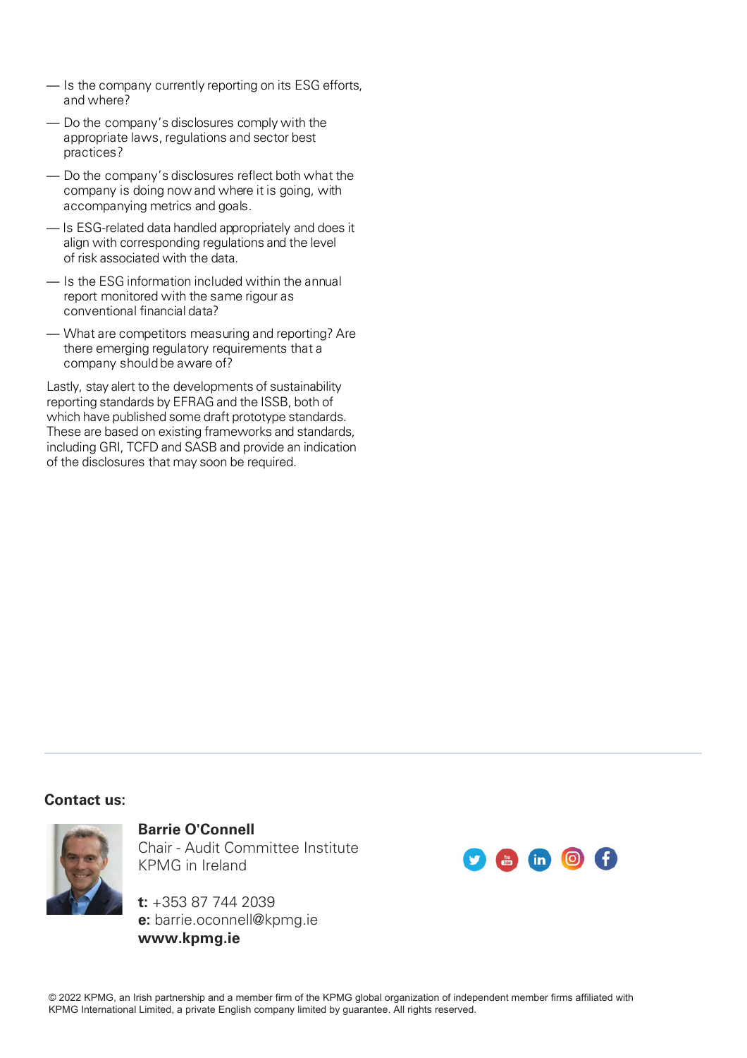- Is the company currently reporting on its ESG efforts, and where?
- Do the company's disclosures comply with the appropriate laws, regulations and sector best practices?
- Do the company's disclosures reflect both what the company is doing now and where it is going, with accompanying metrics and goals.
- Is ESG-related data handled appropriately and does it align with corresponding regulations and the level of risk associated with the data.
- Is the ESG information included within the annual report monitored with the same rigour as conventional financial data?
- What are competitors measuring and reporting? Are there emerging regulatory requirements that a company should be aware of?

Lastly, stay alert to the developments of sustainability reporting standards by EFRAG and the ISSB, both of which have published some draft prototype standards. These are based on existing frameworks and standards, including GRI, TCFD and SASB and provide an indication of the disclosures that may soon be required.

---

**Contact us:**

**Barrie O'Connell**
Chair - Audit Committee Institute
KPMG in Ireland

**t:** +353 87 744 2039
**e:** barrie.oconnell@kpmg.ie
**www.kpmg.ie**

© 2022 KPMG, an Irish partnership and a member firm of the KPMG global organization of independent member firms affiliated with KPMG International Limited, a private English company limited by guarantee. All rights reserved.